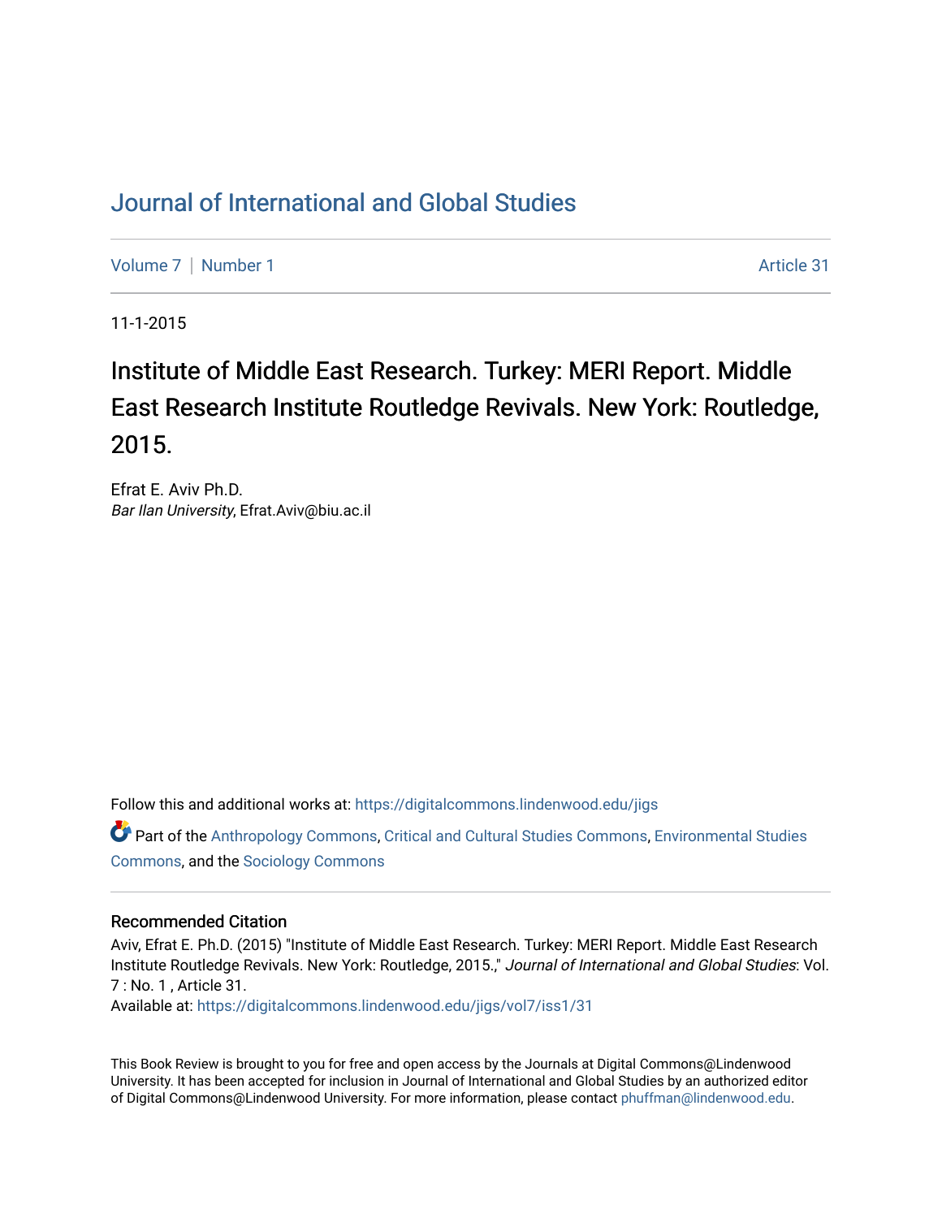# Journal of International and Global Studies

Volume 7 | Number 1 | Article 31

11-1-2015

## Institute of Middle East Research. Turkey: MERI Report. Middle East Research Institute Routledge Revivals. New York: Routledge, 2015.

Efrat E. Aviv Ph.D.
*Bar Ilan University*, Efrat.Aviv@biu.ac.il

Follow this and additional works at: https://digitalcommons.lindenwood.edu/jigs

Part of the Anthropology Commons, Critical and Cultural Studies Commons, Environmental Studies Commons, and the Sociology Commons

### Recommended Citation

Aviv, Efrat E. Ph.D. (2015) "Institute of Middle East Research. Turkey: MERI Report. Middle East Research Institute Routledge Revivals. New York: Routledge, 2015.," *Journal of International and Global Studies*: Vol. 7 : No. 1 , Article 31.
Available at: https://digitalcommons.lindenwood.edu/jigs/vol7/iss1/31

This Book Review is brought to you for free and open access by the Journals at Digital Commons@Lindenwood University. It has been accepted for inclusion in Journal of International and Global Studies by an authorized editor of Digital Commons@Lindenwood University. For more information, please contact phuffman@lindenwood.edu.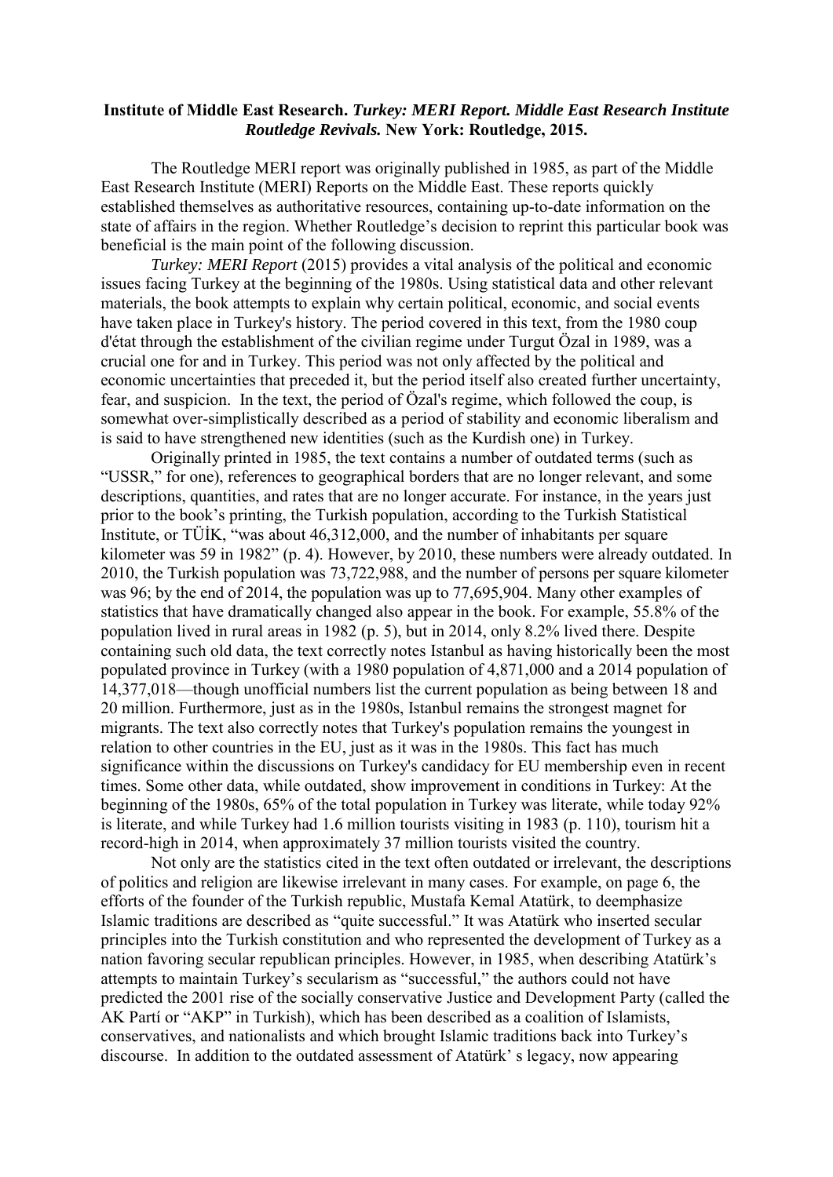**Institute of Middle East Research. *Turkey: MERI Report. Middle East Research Institute Routledge Revivals.* New York: Routledge, 2015.**

The Routledge MERI report was originally published in 1985, as part of the Middle East Research Institute (MERI) Reports on the Middle East. These reports quickly established themselves as authoritative resources, containing up-to-date information on the state of affairs in the region. Whether Routledge's decision to reprint this particular book was beneficial is the main point of the following discussion.

*Turkey: MERI Report* (2015) provides a vital analysis of the political and economic issues facing Turkey at the beginning of the 1980s. Using statistical data and other relevant materials, the book attempts to explain why certain political, economic, and social events have taken place in Turkey's history. The period covered in this text, from the 1980 coup d'état through the establishment of the civilian regime under Turgut Özal in 1989, was a crucial one for and in Turkey. This period was not only affected by the political and economic uncertainties that preceded it, but the period itself also created further uncertainty, fear, and suspicion. In the text, the period of Özal's regime, which followed the coup, is somewhat over-simplistically described as a period of stability and economic liberalism and is said to have strengthened new identities (such as the Kurdish one) in Turkey.

Originally printed in 1985, the text contains a number of outdated terms (such as "USSR," for one), references to geographical borders that are no longer relevant, and some descriptions, quantities, and rates that are no longer accurate. For instance, in the years just prior to the book's printing, the Turkish population, according to the Turkish Statistical Institute, or TÜİK, "was about 46,312,000, and the number of inhabitants per square kilometer was 59 in 1982" (p. 4). However, by 2010, these numbers were already outdated. In 2010, the Turkish population was 73,722,988, and the number of persons per square kilometer was 96; by the end of 2014, the population was up to 77,695,904. Many other examples of statistics that have dramatically changed also appear in the book. For example, 55.8% of the population lived in rural areas in 1982 (p. 5), but in 2014, only 8.2% lived there. Despite containing such old data, the text correctly notes Istanbul as having historically been the most populated province in Turkey (with a 1980 population of 4,871,000 and a 2014 population of 14,377,018—though unofficial numbers list the current population as being between 18 and 20 million. Furthermore, just as in the 1980s, Istanbul remains the strongest magnet for migrants. The text also correctly notes that Turkey's population remains the youngest in relation to other countries in the EU, just as it was in the 1980s. This fact has much significance within the discussions on Turkey's candidacy for EU membership even in recent times. Some other data, while outdated, show improvement in conditions in Turkey: At the beginning of the 1980s, 65% of the total population in Turkey was literate, while today 92% is literate, and while Turkey had 1.6 million tourists visiting in 1983 (p. 110), tourism hit a record-high in 2014, when approximately 37 million tourists visited the country.

Not only are the statistics cited in the text often outdated or irrelevant, the descriptions of politics and religion are likewise irrelevant in many cases. For example, on page 6, the efforts of the founder of the Turkish republic, Mustafa Kemal Atatürk, to deemphasize Islamic traditions are described as "quite successful." It was Atatürk who inserted secular principles into the Turkish constitution and who represented the development of Turkey as a nation favoring secular republican principles. However, in 1985, when describing Atatürk's attempts to maintain Turkey's secularism as "successful," the authors could not have predicted the 2001 rise of the socially conservative Justice and Development Party (called the AK Partí or "AKP" in Turkish), which has been described as a coalition of Islamists, conservatives, and nationalists and which brought Islamic traditions back into Turkey's discourse. In addition to the outdated assessment of Atatürk' s legacy, now appearing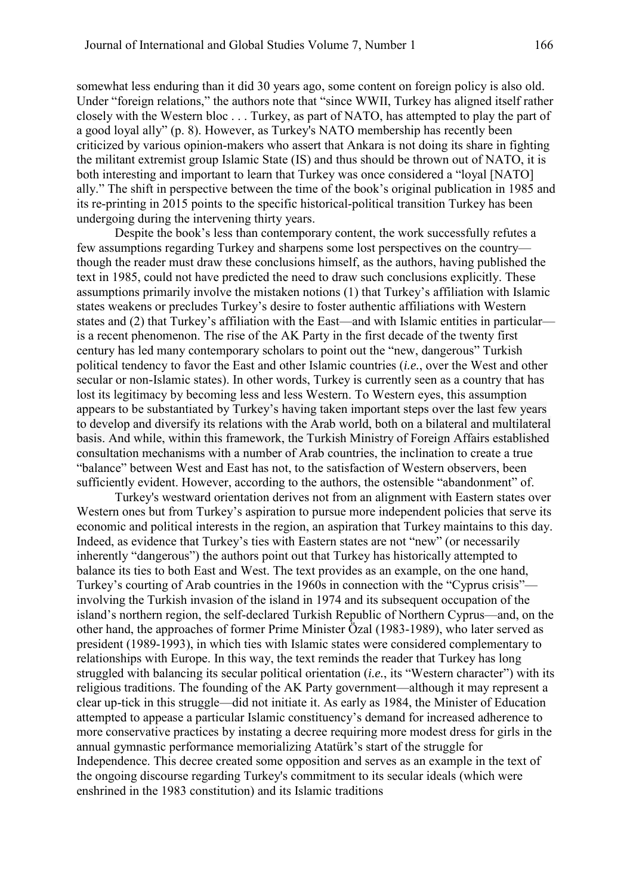somewhat less enduring than it did 30 years ago, some content on foreign policy is also old. Under "foreign relations," the authors note that "since WWII, Turkey has aligned itself rather closely with the Western bloc . . . Turkey, as part of NATO, has attempted to play the part of a good loyal ally" (p. 8). However, as Turkey's NATO membership has recently been criticized by various opinion-makers who assert that Ankara is not doing its share in fighting the militant extremist group Islamic State (IS) and thus should be thrown out of NATO, it is both interesting and important to learn that Turkey was once considered a "loyal [NATO] ally." The shift in perspective between the time of the book's original publication in 1985 and its re-printing in 2015 points to the specific historical-political transition Turkey has been undergoing during the intervening thirty years.

Despite the book's less than contemporary content, the work successfully refutes a few assumptions regarding Turkey and sharpens some lost perspectives on the country—though the reader must draw these conclusions himself, as the authors, having published the text in 1985, could not have predicted the need to draw such conclusions explicitly. These assumptions primarily involve the mistaken notions (1) that Turkey's affiliation with Islamic states weakens or precludes Turkey's desire to foster authentic affiliations with Western states and (2) that Turkey's affiliation with the East—and with Islamic entities in particular—is a recent phenomenon. The rise of the AK Party in the first decade of the twenty first century has led many contemporary scholars to point out the "new, dangerous" Turkish political tendency to favor the East and other Islamic countries (*i.e.*, over the West and other secular or non-Islamic states). In other words, Turkey is currently seen as a country that has lost its legitimacy by becoming less and less Western. To Western eyes, this assumption appears to be substantiated by Turkey's having taken important steps over the last few years to develop and diversify its relations with the Arab world, both on a bilateral and multilateral basis. And while, within this framework, the Turkish Ministry of Foreign Affairs established consultation mechanisms with a number of Arab countries, the inclination to create a true "balance" between West and East has not, to the satisfaction of Western observers, been sufficiently evident. However, according to the authors, the ostensible "abandonment" of.

Turkey's westward orientation derives not from an alignment with Eastern states over Western ones but from Turkey's aspiration to pursue more independent policies that serve its economic and political interests in the region, an aspiration that Turkey maintains to this day. Indeed, as evidence that Turkey's ties with Eastern states are not "new" (or necessarily inherently "dangerous") the authors point out that Turkey has historically attempted to balance its ties to both East and West. The text provides as an example, on the one hand, Turkey's courting of Arab countries in the 1960s in connection with the "Cyprus crisis"—involving the Turkish invasion of the island in 1974 and its subsequent occupation of the island's northern region, the self-declared Turkish Republic of Northern Cyprus—and, on the other hand, the approaches of former Prime Minister Özal (1983-1989), who later served as president (1989-1993), in which ties with Islamic states were considered complementary to relationships with Europe. In this way, the text reminds the reader that Turkey has long struggled with balancing its secular political orientation (*i.e.*, its "Western character") with its religious traditions. The founding of the AK Party government—although it may represent a clear up-tick in this struggle—did not initiate it. As early as 1984, the Minister of Education attempted to appease a particular Islamic constituency's demand for increased adherence to more conservative practices by instating a decree requiring more modest dress for girls in the annual gymnastic performance memorializing Atatürk's start of the struggle for Independence. This decree created some opposition and serves as an example in the text of the ongoing discourse regarding Turkey's commitment to its secular ideals (which were enshrined in the 1983 constitution) and its Islamic traditions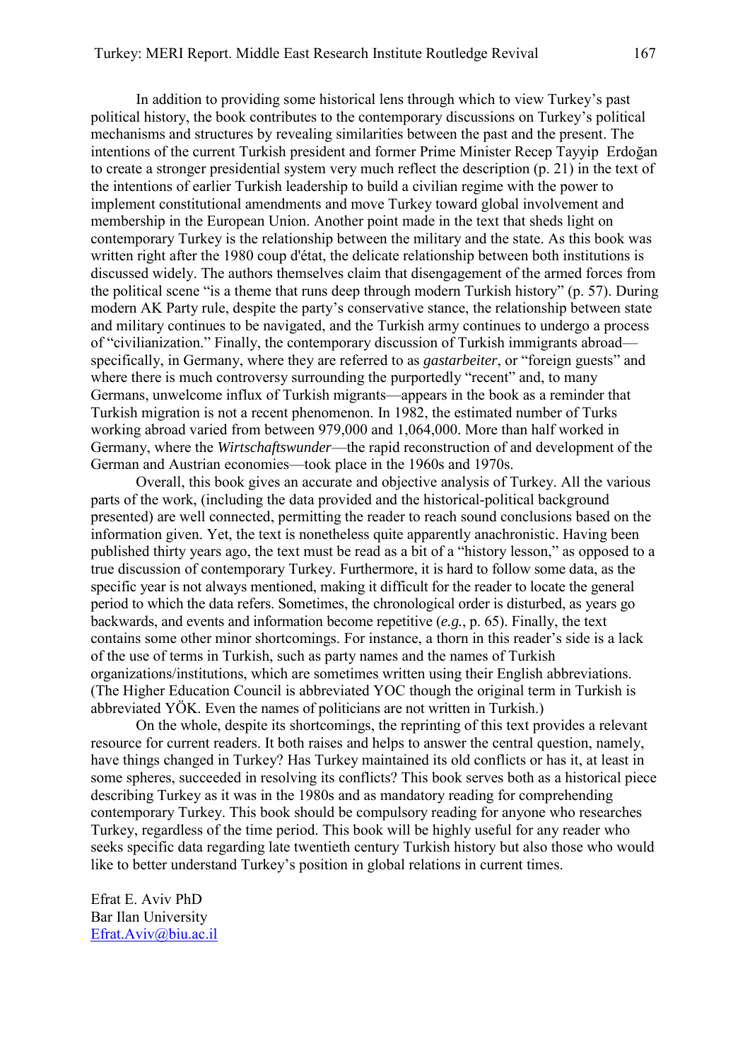In addition to providing some historical lens through which to view Turkey's past political history, the book contributes to the contemporary discussions on Turkey's political mechanisms and structures by revealing similarities between the past and the present. The intentions of the current Turkish president and former Prime Minister Recep Tayyip Erdoğan to create a stronger presidential system very much reflect the description (p. 21) in the text of the intentions of earlier Turkish leadership to build a civilian regime with the power to implement constitutional amendments and move Turkey toward global involvement and membership in the European Union. Another point made in the text that sheds light on contemporary Turkey is the relationship between the military and the state. As this book was written right after the 1980 coup d'état, the delicate relationship between both institutions is discussed widely. The authors themselves claim that disengagement of the armed forces from the political scene "is a theme that runs deep through modern Turkish history" (p. 57). During modern AK Party rule, despite the party's conservative stance, the relationship between state and military continues to be navigated, and the Turkish army continues to undergo a process of "civilianization." Finally, the contemporary discussion of Turkish immigrants abroad—specifically, in Germany, where they are referred to as *gastarbeiter*, or "foreign guests" and where there is much controversy surrounding the purportedly "recent" and, to many Germans, unwelcome influx of Turkish migrants—appears in the book as a reminder that Turkish migration is not a recent phenomenon. In 1982, the estimated number of Turks working abroad varied from between 979,000 and 1,064,000. More than half worked in Germany, where the *Wirtschaftswunder*—the rapid reconstruction of and development of the German and Austrian economies—took place in the 1960s and 1970s.

Overall, this book gives an accurate and objective analysis of Turkey. All the various parts of the work, (including the data provided and the historical-political background presented) are well connected, permitting the reader to reach sound conclusions based on the information given. Yet, the text is nonetheless quite apparently anachronistic. Having been published thirty years ago, the text must be read as a bit of a "history lesson," as opposed to a true discussion of contemporary Turkey. Furthermore, it is hard to follow some data, as the specific year is not always mentioned, making it difficult for the reader to locate the general period to which the data refers. Sometimes, the chronological order is disturbed, as years go backwards, and events and information become repetitive (*e.g.*, p. 65). Finally, the text contains some other minor shortcomings. For instance, a thorn in this reader's side is a lack of the use of terms in Turkish, such as party names and the names of Turkish organizations/institutions, which are sometimes written using their English abbreviations. (The Higher Education Council is abbreviated YOC though the original term in Turkish is abbreviated YÖK. Even the names of politicians are not written in Turkish.)

On the whole, despite its shortcomings, the reprinting of this text provides a relevant resource for current readers. It both raises and helps to answer the central question, namely, have things changed in Turkey? Has Turkey maintained its old conflicts or has it, at least in some spheres, succeeded in resolving its conflicts? This book serves both as a historical piece describing Turkey as it was in the 1980s and as mandatory reading for comprehending contemporary Turkey. This book should be compulsory reading for anyone who researches Turkey, regardless of the time period. This book will be highly useful for any reader who seeks specific data regarding late twentieth century Turkish history but also those who would like to better understand Turkey's position in global relations in current times.

Efrat E. Aviv PhD
Bar Ilan University
Efrat.Aviv@biu.ac.il